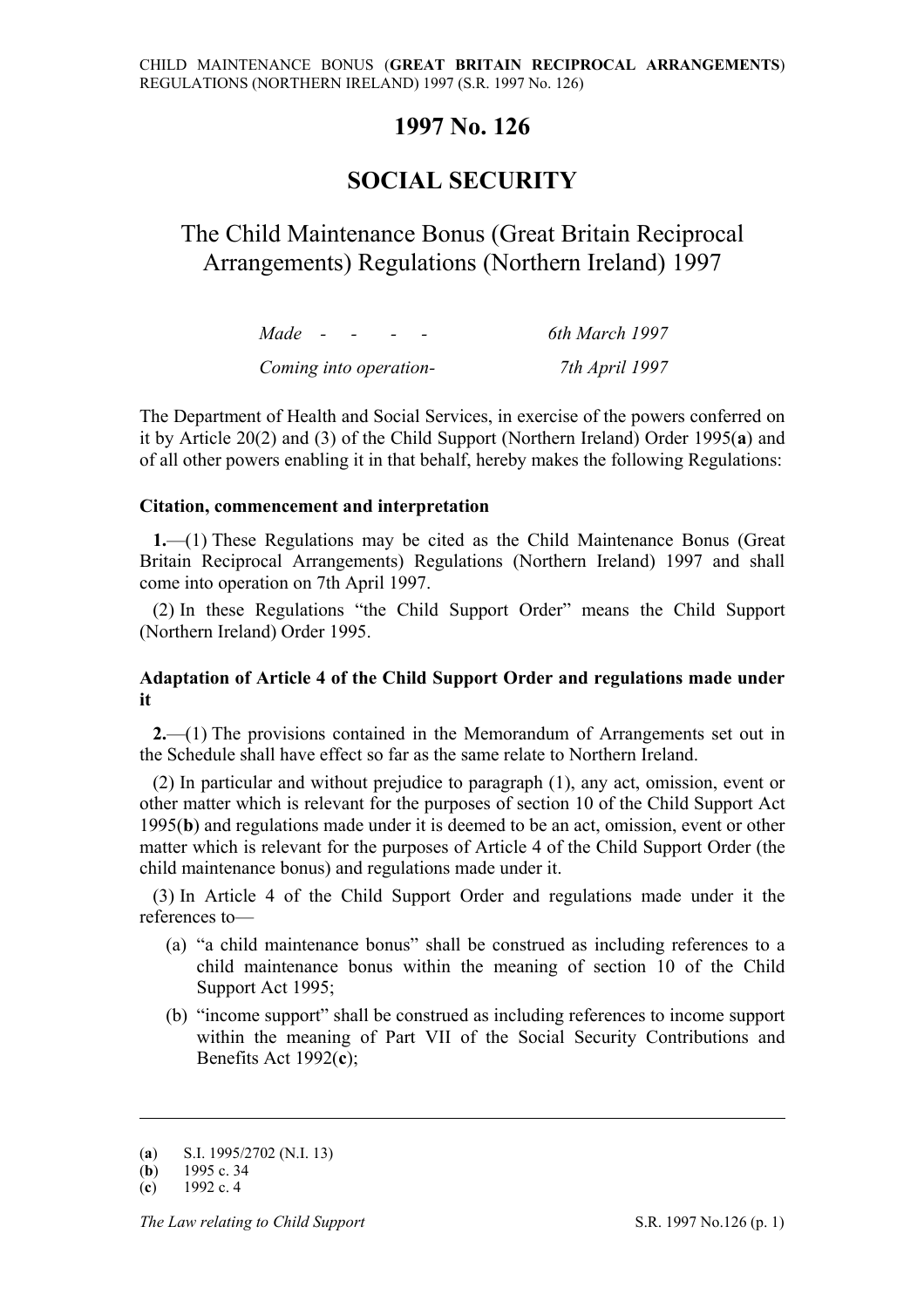# 1997 No. 126

# SOCIAL SECURITY

## The Child Maintenance Bonus (Great Britain Reciprocal Arrangements) Regulations (Northern Ireland) 1997

| | |
|---|---|
| *Made* - - - - - | *6th March 1997* |
| *Coming into operation-* | *7th April 1997* |

The Department of Health and Social Services, in exercise of the powers conferred on it by Article 20(2) and (3) of the Child Support (Northern Ireland) Order 1995(**a**) and of all other powers enabling it in that behalf, hereby makes the following Regulations:

### Citation, commencement and interpretation

**1.**—(1) These Regulations may be cited as the Child Maintenance Bonus (Great Britain Reciprocal Arrangements) Regulations (Northern Ireland) 1997 and shall come into operation on 7th April 1997.

(2) In these Regulations "the Child Support Order" means the Child Support (Northern Ireland) Order 1995.

### Adaptation of Article 4 of the Child Support Order and regulations made under it

**2.**—(1) The provisions contained in the Memorandum of Arrangements set out in the Schedule shall have effect so far as the same relate to Northern Ireland.

(2) In particular and without prejudice to paragraph (1), any act, omission, event or other matter which is relevant for the purposes of section 10 of the Child Support Act 1995(**b**) and regulations made under it is deemed to be an act, omission, event or other matter which is relevant for the purposes of Article 4 of the Child Support Order (the child maintenance bonus) and regulations made under it.

(3) In Article 4 of the Child Support Order and regulations made under it the references to—

(a) "a child maintenance bonus" shall be construed as including references to a child maintenance bonus within the meaning of section 10 of the Child Support Act 1995;

(b) "income support" shall be construed as including references to income support within the meaning of Part VII of the Social Security Contributions and Benefits Act 1992(**c**);

---

(**a**) S.I. 1995/2702 (N.I. 13)

(**b**) 1995 c. 34

(**c**) 1992 c. 4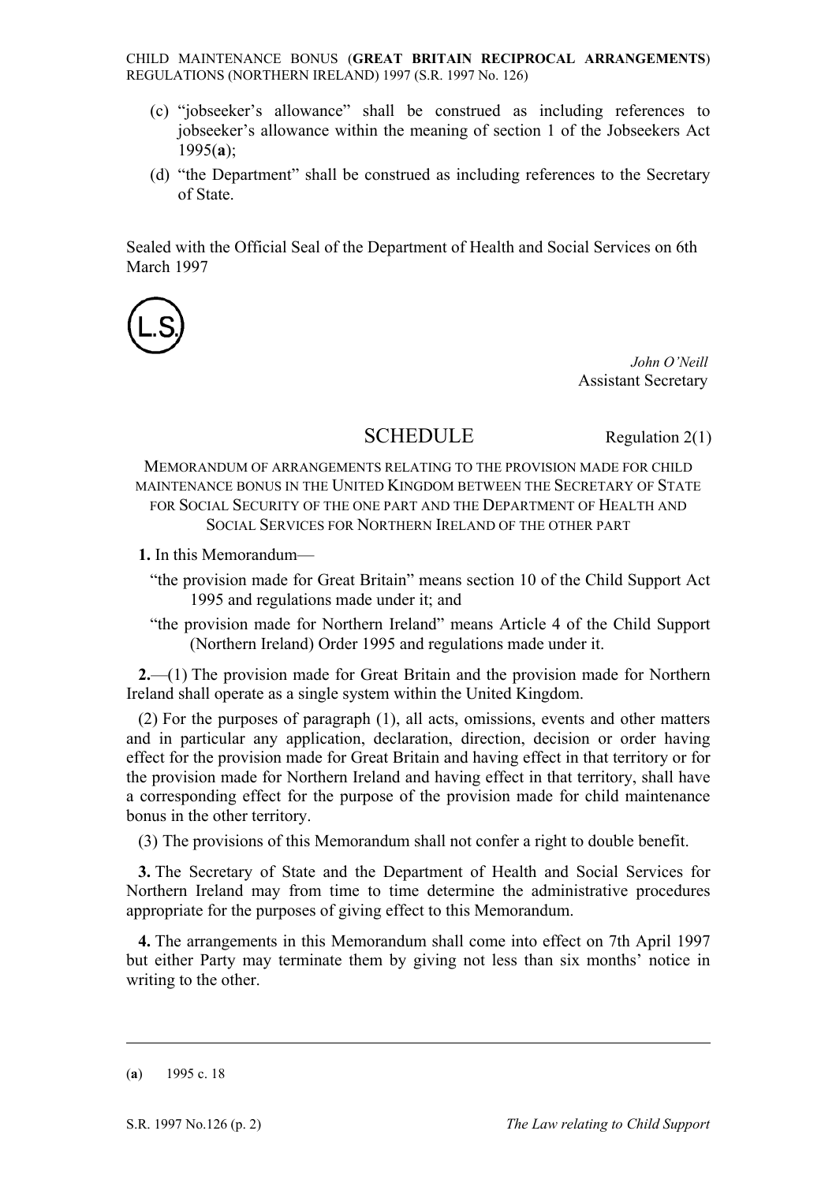(c) "jobseeker's allowance" shall be construed as including references to jobseeker's allowance within the meaning of section 1 of the Jobseekers Act 1995(**a**);

(d) "the Department" shall be construed as including references to the Secretary of State.

Sealed with the Official Seal of the Department of Health and Social Services on 6th March 1997

(L.S.)

*John O'Neill*
Assistant Secretary

## SCHEDULE

Regulation 2(1)

MEMORANDUM OF ARRANGEMENTS RELATING TO THE PROVISION MADE FOR CHILD MAINTENANCE BONUS IN THE UNITED KINGDOM BETWEEN THE SECRETARY OF STATE FOR SOCIAL SECURITY OF THE ONE PART AND THE DEPARTMENT OF HEALTH AND SOCIAL SERVICES FOR NORTHERN IRELAND OF THE OTHER PART

**1.** In this Memorandum—

"the provision made for Great Britain" means section 10 of the Child Support Act 1995 and regulations made under it; and

"the provision made for Northern Ireland" means Article 4 of the Child Support (Northern Ireland) Order 1995 and regulations made under it.

**2.**—(1) The provision made for Great Britain and the provision made for Northern Ireland shall operate as a single system within the United Kingdom.

(2) For the purposes of paragraph (1), all acts, omissions, events and other matters and in particular any application, declaration, direction, decision or order having effect for the provision made for Great Britain and having effect in that territory or for the provision made for Northern Ireland and having effect in that territory, shall have a corresponding effect for the purpose of the provision made for child maintenance bonus in the other territory.

(3) The provisions of this Memorandum shall not confer a right to double benefit.

**3.** The Secretary of State and the Department of Health and Social Services for Northern Ireland may from time to time determine the administrative procedures appropriate for the purposes of giving effect to this Memorandum.

**4.** The arrangements in this Memorandum shall come into effect on 7th April 1997 but either Party may terminate them by giving not less than six months' notice in writing to the other.

---

(**a**) 1995 c. 18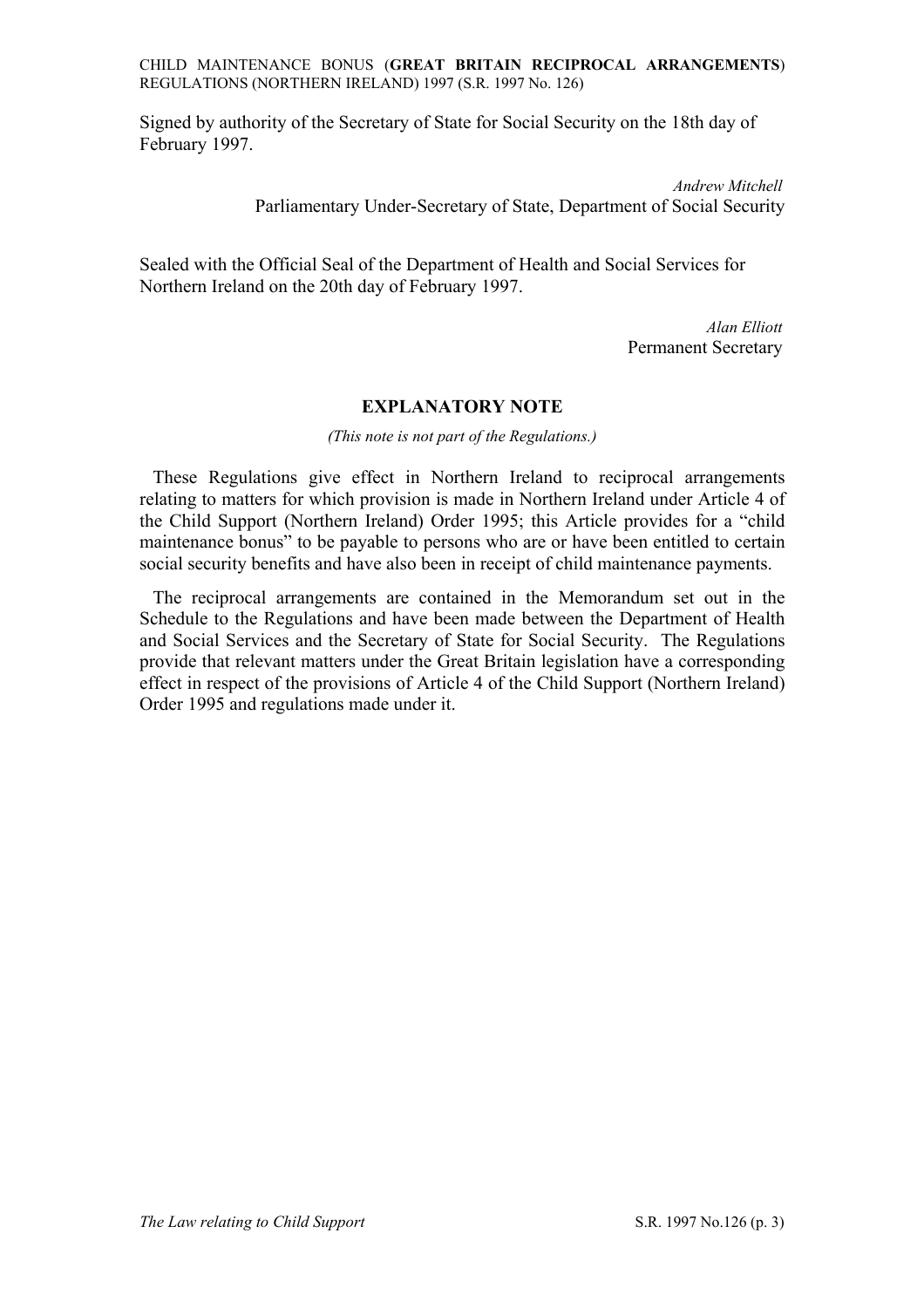Signed by authority of the Secretary of State for Social Security on the 18th day of February 1997.

*Andrew Mitchell*
Parliamentary Under-Secretary of State, Department of Social Security

Sealed with the Official Seal of the Department of Health and Social Services for Northern Ireland on the 20th day of February 1997.

*Alan Elliott*
Permanent Secretary

## EXPLANATORY NOTE

*(This note is not part of the Regulations.)*

These Regulations give effect in Northern Ireland to reciprocal arrangements relating to matters for which provision is made in Northern Ireland under Article 4 of the Child Support (Northern Ireland) Order 1995; this Article provides for a "child maintenance bonus" to be payable to persons who are or have been entitled to certain social security benefits and have also been in receipt of child maintenance payments.

The reciprocal arrangements are contained in the Memorandum set out in the Schedule to the Regulations and have been made between the Department of Health and Social Services and the Secretary of State for Social Security. The Regulations provide that relevant matters under the Great Britain legislation have a corresponding effect in respect of the provisions of Article 4 of the Child Support (Northern Ireland) Order 1995 and regulations made under it.